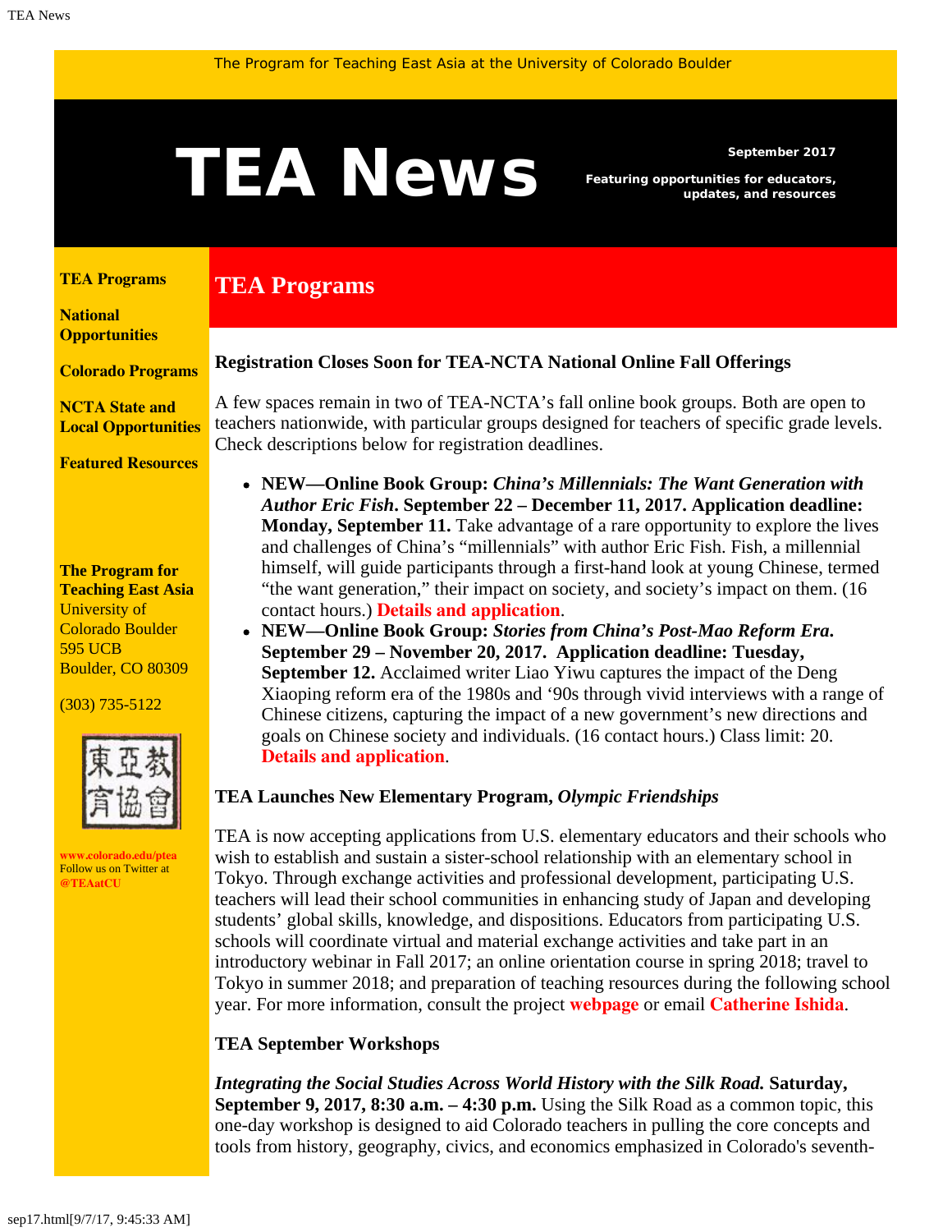The Program for Teaching East Asia at the University of Colorado Boulder

# TEA News

**September 2017**

**Featuring opportunities for educators, updates, and resources**

**TEA Programs**

**National Opportunities**

**Colorado Programs**

**NCTA State and Local Opportunities**

**Featured Resources**

**The Program for Teaching East Asia**
University of Colorado Boulder
595 UCB
Boulder, CO 80309

(303) 735-5122

東亞教育協會

www.colorado.edu/ptea
Follow us on Twitter at
@TEAatCU

## TEA Programs

### Registration Closes Soon for TEA-NCTA National Online Fall Offerings

A few spaces remain in two of TEA-NCTA's fall online book groups. Both are open to teachers nationwide, with particular groups designed for teachers of specific grade levels. Check descriptions below for registration deadlines.

- **NEW—Online Book Group: *China's Millennials: The Want Generation with Author Eric Fish*. September 22 – December 11, 2017. Application deadline: Monday, September 11.** Take advantage of a rare opportunity to explore the lives and challenges of China's "millennials" with author Eric Fish. Fish, a millennial himself, will guide participants through a first-hand look at young Chinese, termed "the want generation," their impact on society, and society's impact on them. (16 contact hours.) **Details and application**.
- **NEW—Online Book Group: *Stories from China's Post-Mao Reform Era*. September 29 – November 20, 2017. Application deadline: Tuesday, September 12.** Acclaimed writer Liao Yiwu captures the impact of the Deng Xiaoping reform era of the 1980s and '90s through vivid interviews with a range of Chinese citizens, capturing the impact of a new government's new directions and goals on Chinese society and individuals. (16 contact hours.) Class limit: 20. **Details and application**.

### TEA Launches New Elementary Program, *Olympic Friendships*

TEA is now accepting applications from U.S. elementary educators and their schools who wish to establish and sustain a sister-school relationship with an elementary school in Tokyo. Through exchange activities and professional development, participating U.S. teachers will lead their school communities in enhancing study of Japan and developing students' global skills, knowledge, and dispositions. Educators from participating U.S. schools will coordinate virtual and material exchange activities and take part in an introductory webinar in Fall 2017; an online orientation course in spring 2018; travel to Tokyo in summer 2018; and preparation of teaching resources during the following school year. For more information, consult the project **webpage** or email **Catherine Ishida**.

### TEA September Workshops

***Integrating the Social Studies Across World History with the Silk Road.*** **Saturday, September 9, 2017, 8:30 a.m. – 4:30 p.m.** Using the Silk Road as a common topic, this one-day workshop is designed to aid Colorado teachers in pulling the core concepts and tools from history, geography, civics, and economics emphasized in Colorado's seventh-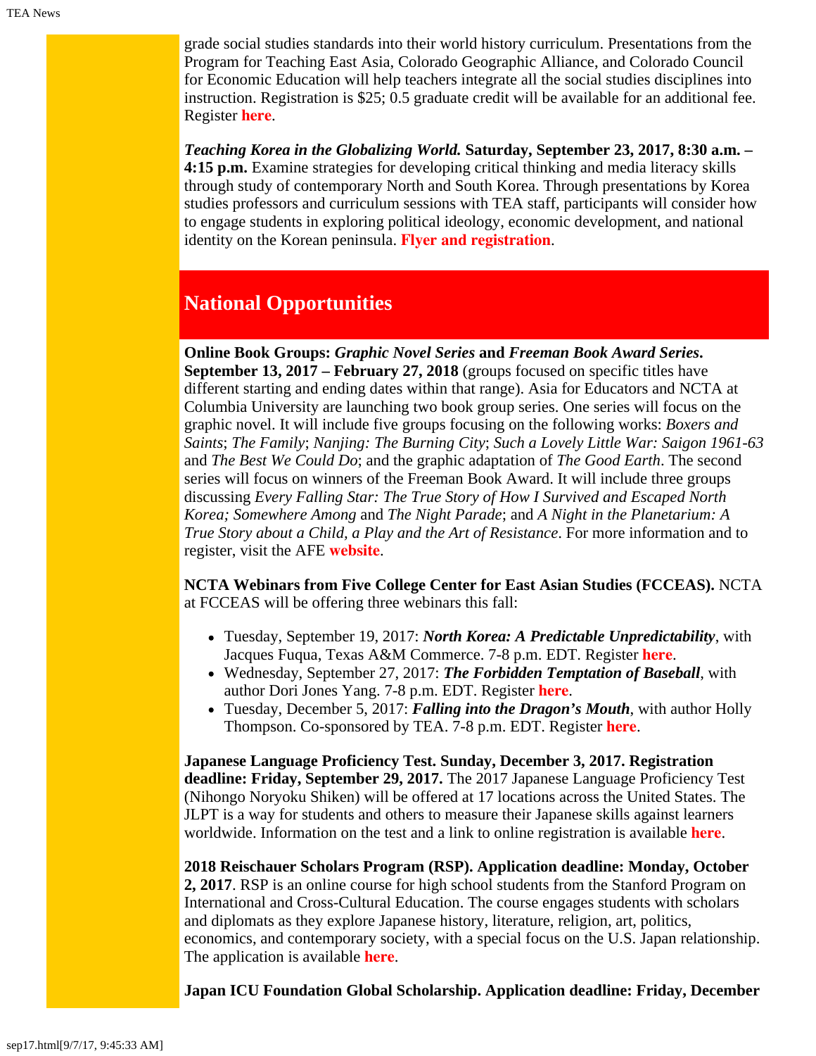grade social studies standards into their world history curriculum. Presentations from the Program for Teaching East Asia, Colorado Geographic Alliance, and Colorado Council for Economic Education will help teachers integrate all the social studies disciplines into instruction. Registration is $25; 0.5 graduate credit will be available for an additional fee. Register **here**.

***Teaching Korea in the Globalizing World.*** **Saturday, September 23, 2017, 8:30 a.m. – 4:15 p.m.** Examine strategies for developing critical thinking and media literacy skills through study of contemporary North and South Korea. Through presentations by Korea studies professors and curriculum sessions with TEA staff, participants will consider how to engage students in exploring political ideology, economic development, and national identity on the Korean peninsula. **Flyer and registration**.

## National Opportunities

**Online Book Groups: *Graphic Novel Series* and *Freeman Book Award Series*. September 13, 2017 – February 27, 2018** (groups focused on specific titles have different starting and ending dates within that range). Asia for Educators and NCTA at Columbia University are launching two book group series. One series will focus on the graphic novel. It will include five groups focusing on the following works: *Boxers and Saints*; *The Family*; *Nanjing: The Burning City*; *Such a Lovely Little War: Saigon 1961-63* and *The Best We Could Do*; and the graphic adaptation of *The Good Earth*. The second series will focus on winners of the Freeman Book Award. It will include three groups discussing *Every Falling Star: The True Story of How I Survived and Escaped North Korea; Somewhere Among* and *The Night Parade*; and *A Night in the Planetarium: A True Story about a Child, a Play and the Art of Resistance*. For more information and to register, visit the AFE **website**.

**NCTA Webinars from Five College Center for East Asian Studies (FCCEAS).** NCTA at FCCEAS will be offering three webinars this fall:

- Tuesday, September 19, 2017: ***North Korea: A Predictable Unpredictability***, with Jacques Fuqua, Texas A&M Commerce. 7-8 p.m. EDT. Register **here**.
- Wednesday, September 27, 2017: ***The Forbidden Temptation of Baseball***, with author Dori Jones Yang. 7-8 p.m. EDT. Register **here**.
- Tuesday, December 5, 2017: ***Falling into the Dragon's Mouth***, with author Holly Thompson. Co-sponsored by TEA. 7-8 p.m. EDT. Register **here**.

**Japanese Language Proficiency Test. Sunday, December 3, 2017. Registration deadline: Friday, September 29, 2017.** The 2017 Japanese Language Proficiency Test (Nihongo Noryoku Shiken) will be offered at 17 locations across the United States. The JLPT is a way for students and others to measure their Japanese skills against learners worldwide. Information on the test and a link to online registration is available **here**.

**2018 Reischauer Scholars Program (RSP). Application deadline: Monday, October 2, 2017**. RSP is an online course for high school students from the Stanford Program on International and Cross-Cultural Education. The course engages students with scholars and diplomats as they explore Japanese history, literature, religion, art, politics, economics, and contemporary society, with a special focus on the U.S. Japan relationship. The application is available **here**.

**Japan ICU Foundation Global Scholarship. Application deadline: Friday, December**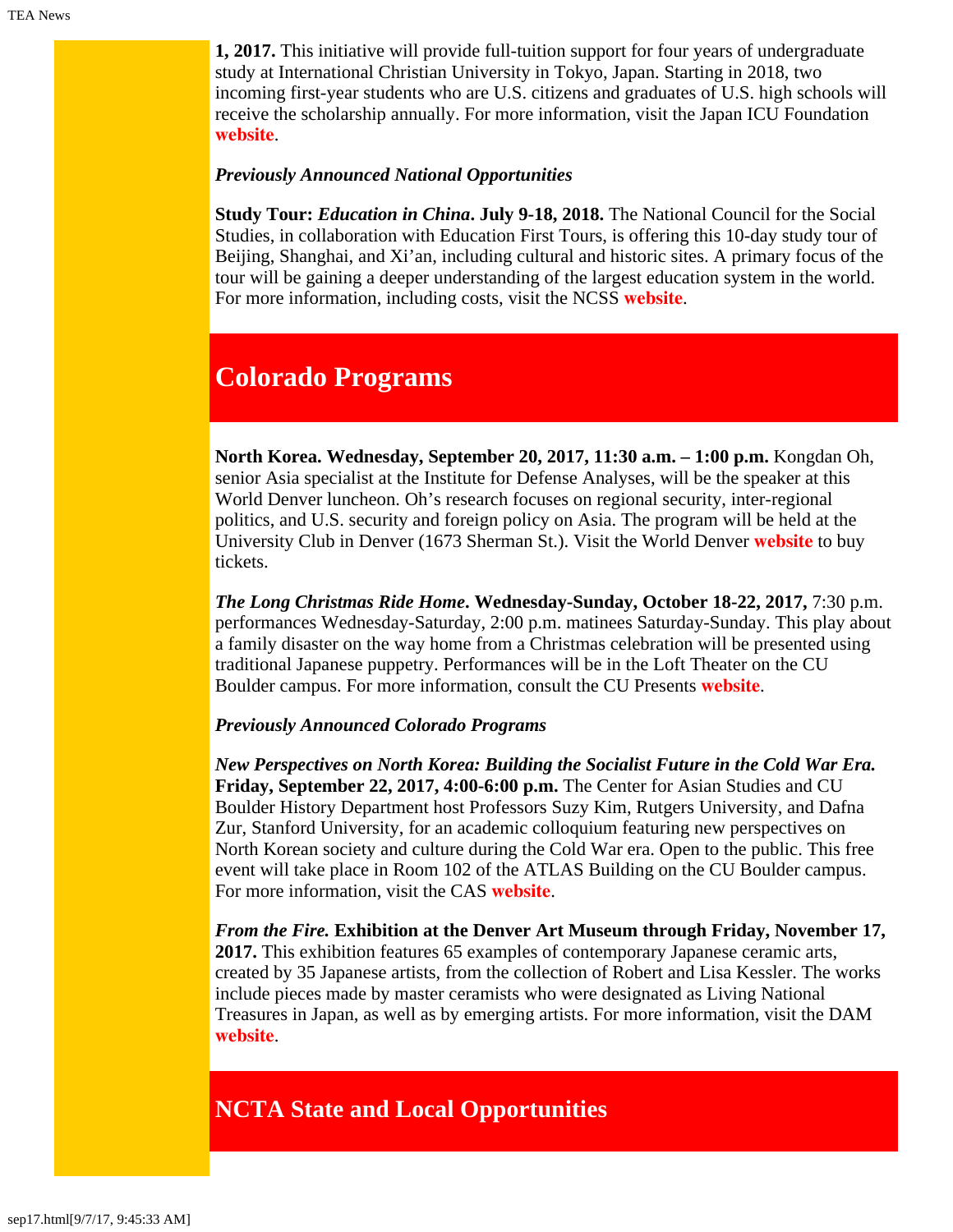**1, 2017.** This initiative will provide full-tuition support for four years of undergraduate study at International Christian University in Tokyo, Japan. Starting in 2018, two incoming first-year students who are U.S. citizens and graduates of U.S. high schools will receive the scholarship annually. For more information, visit the Japan ICU Foundation **website**.

***Previously Announced National Opportunities***

**Study Tour: *Education in China*. July 9-18, 2018.** The National Council for the Social Studies, in collaboration with Education First Tours, is offering this 10-day study tour of Beijing, Shanghai, and Xi'an, including cultural and historic sites. A primary focus of the tour will be gaining a deeper understanding of the largest education system in the world. For more information, including costs, visit the NCSS **website**.

## Colorado Programs

**North Korea. Wednesday, September 20, 2017, 11:30 a.m. – 1:00 p.m.** Kongdan Oh, senior Asia specialist at the Institute for Defense Analyses, will be the speaker at this World Denver luncheon. Oh's research focuses on regional security, inter-regional politics, and U.S. security and foreign policy on Asia. The program will be held at the University Club in Denver (1673 Sherman St.). Visit the World Denver **website** to buy tickets.

***The Long Christmas Ride Home*. Wednesday-Sunday, October 18-22, 2017,** 7:30 p.m. performances Wednesday-Saturday, 2:00 p.m. matinees Saturday-Sunday. This play about a family disaster on the way home from a Christmas celebration will be presented using traditional Japanese puppetry. Performances will be in the Loft Theater on the CU Boulder campus. For more information, consult the CU Presents **website**.

***Previously Announced Colorado Programs***

***New Perspectives on North Korea: Building the Socialist Future in the Cold War Era.* Friday, September 22, 2017, 4:00-6:00 p.m.** The Center for Asian Studies and CU Boulder History Department host Professors Suzy Kim, Rutgers University, and Dafna Zur, Stanford University, for an academic colloquium featuring new perspectives on North Korean society and culture during the Cold War era. Open to the public. This free event will take place in Room 102 of the ATLAS Building on the CU Boulder campus. For more information, visit the CAS **website**.

***From the Fire.* Exhibition at the Denver Art Museum through Friday, November 17, 2017.** This exhibition features 65 examples of contemporary Japanese ceramic arts, created by 35 Japanese artists, from the collection of Robert and Lisa Kessler. The works include pieces made by master ceramists who were designated as Living National Treasures in Japan, as well as by emerging artists. For more information, visit the DAM **website**.

## NCTA State and Local Opportunities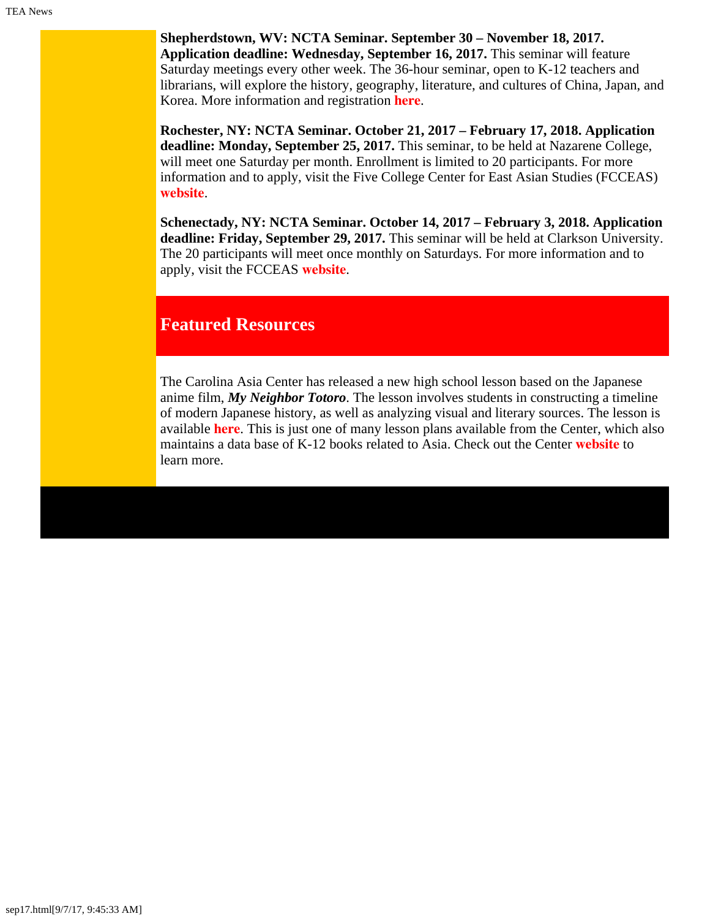**Shepherdstown, WV: NCTA Seminar. September 30 – November 18, 2017. Application deadline: Wednesday, September 16, 2017.** This seminar will feature Saturday meetings every other week. The 36-hour seminar, open to K-12 teachers and librarians, will explore the history, geography, literature, and cultures of China, Japan, and Korea. More information and registration **here**.

**Rochester, NY: NCTA Seminar. October 21, 2017 – February 17, 2018. Application deadline: Monday, September 25, 2017.** This seminar, to be held at Nazarene College, will meet one Saturday per month. Enrollment is limited to 20 participants. For more information and to apply, visit the Five College Center for East Asian Studies (FCCEAS) **website**.

**Schenectady, NY: NCTA Seminar. October 14, 2017 – February 3, 2018. Application deadline: Friday, September 29, 2017.** This seminar will be held at Clarkson University. The 20 participants will meet once monthly on Saturdays. For more information and to apply, visit the FCCEAS **website**.

## Featured Resources

The Carolina Asia Center has released a new high school lesson based on the Japanese anime film, ***My Neighbor Totoro***. The lesson involves students in constructing a timeline of modern Japanese history, as well as analyzing visual and literary sources. The lesson is available **here**. This is just one of many lesson plans available from the Center, which also maintains a data base of K-12 books related to Asia. Check out the Center **website** to learn more.